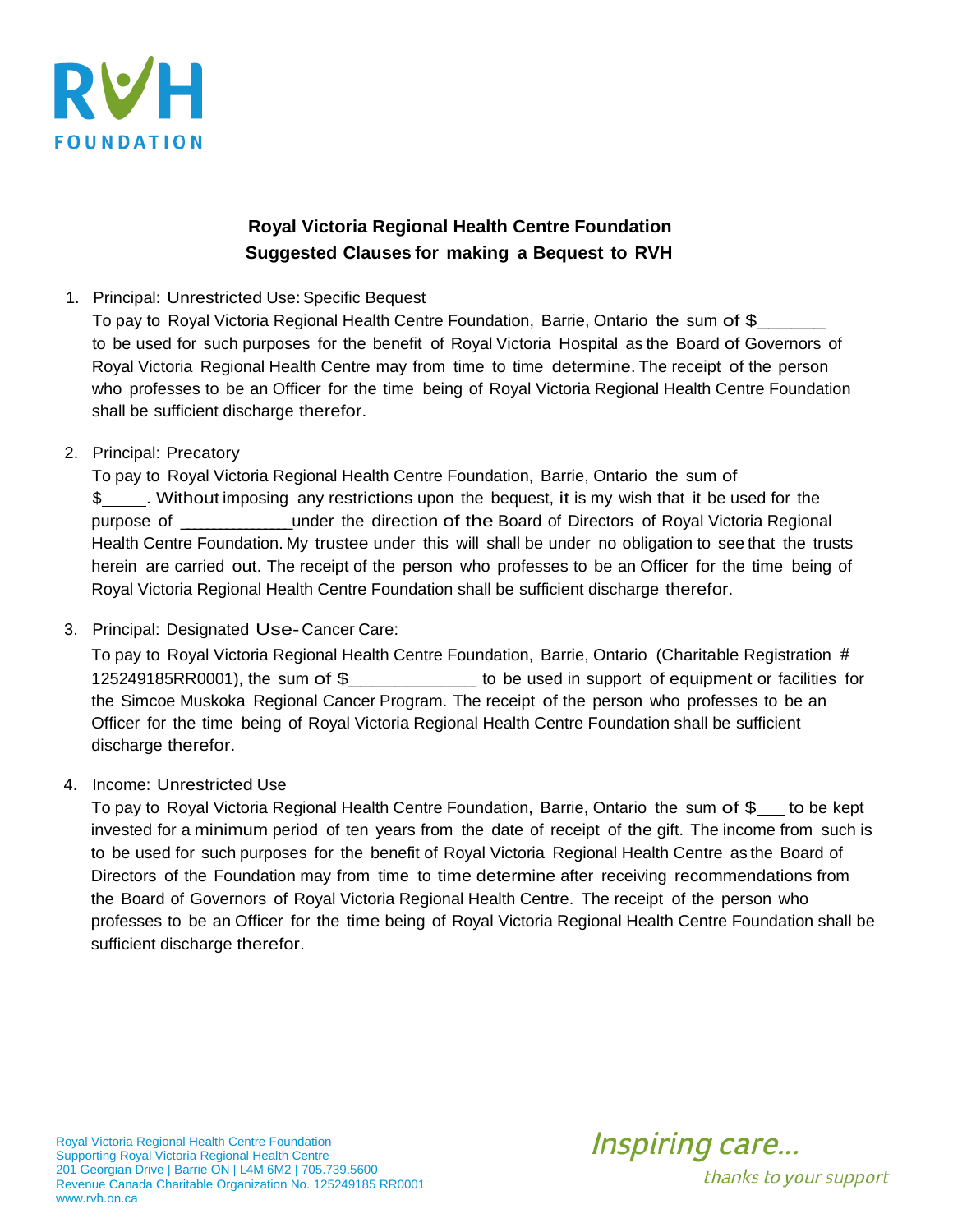RVH FOUNDATION

# Royal Victoria Regional Health Centre Foundation
## Suggested Clauses for making a Bequest to RVH

1. Principal: Unrestricted Use: Specific Bequest

   To pay to Royal Victoria Regional Health Centre Foundation, Barrie, Ontario the sum of $_______ to be used for such purposes for the benefit of Royal Victoria Hospital as the Board of Governors of Royal Victoria Regional Health Centre may from time to time determine. The receipt of the person who professes to be an Officer for the time being of Royal Victoria Regional Health Centre Foundation shall be sufficient discharge therefor.

2. Principal: Precatory

   To pay to Royal Victoria Regional Health Centre Foundation, Barrie, Ontario the sum of $_____. Without imposing any restrictions upon the bequest, it is my wish that it be used for the purpose of ____________under the direction of the Board of Directors of Royal Victoria Regional Health Centre Foundation. My trustee under this will shall be under no obligation to see that the trusts herein are carried out. The receipt of the person who professes to be an Officer for the time being of Royal Victoria Regional Health Centre Foundation shall be sufficient discharge therefor.

3. Principal: Designated Use- Cancer Care:

   To pay to Royal Victoria Regional Health Centre Foundation, Barrie, Ontario (Charitable Registration # 125249185RR0001), the sum of $_____________ to be used in support of equipment or facilities for the Simcoe Muskoka Regional Cancer Program. The receipt of the person who professes to be an Officer for the time being of Royal Victoria Regional Health Centre Foundation shall be sufficient discharge therefor.

4. Income: Unrestricted Use

   To pay to Royal Victoria Regional Health Centre Foundation, Barrie, Ontario the sum of $___ to be kept invested for a minimum period of ten years from the date of receipt of the gift. The income from such is to be used for such purposes for the benefit of Royal Victoria Regional Health Centre as the Board of Directors of the Foundation may from time to time determine after receiving recommendations from the Board of Governors of Royal Victoria Regional Health Centre. The receipt of the person who professes to be an Officer for the time being of Royal Victoria Regional Health Centre Foundation shall be sufficient discharge therefor.

Royal Victoria Regional Health Centre Foundation
Supporting Royal Victoria Regional Health Centre
201 Georgian Drive | Barrie ON | L4M 6M2 | 705.739.5600
Revenue Canada Charitable Organization No. 125249185 RR0001
www.rvh.on.ca

*Inspiring care... thanks to your support*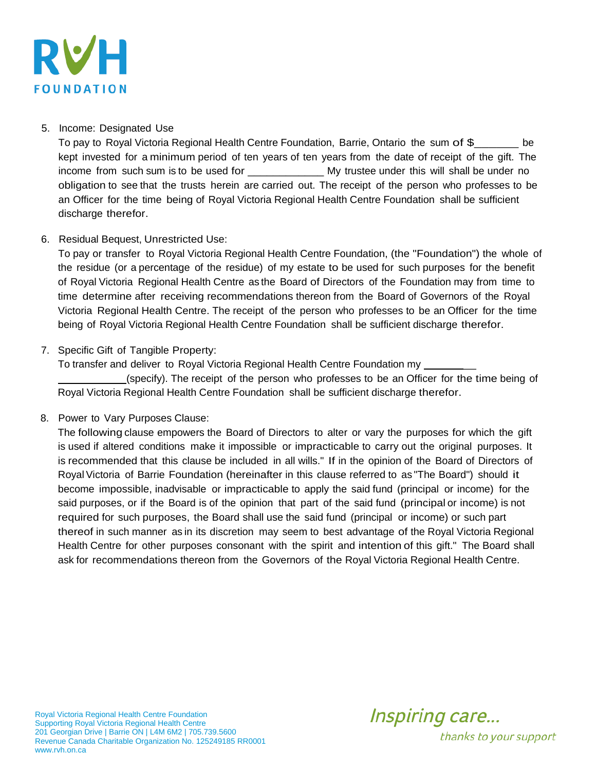5. Income: Designated Use

   To pay to Royal Victoria Regional Health Centre Foundation, Barrie, Ontario the sum of $_______ be kept invested for a minimum period of ten years of ten years from the date of receipt of the gift. The income from such sum is to be used for _____________ My trustee under this will shall be under no obligation to see that the trusts herein are carried out. The receipt of the person who professes to be an Officer for the time being of Royal Victoria Regional Health Centre Foundation shall be sufficient discharge therefor.

6. Residual Bequest, Unrestricted Use:

   To pay or transfer to Royal Victoria Regional Health Centre Foundation, (the "Foundation") the whole of the residue (or a percentage of the residue) of my estate to be used for such purposes for the benefit of Royal Victoria Regional Health Centre as the Board of Directors of the Foundation may from time to time determine after receiving recommendations thereon from the Board of Governors of the Royal Victoria Regional Health Centre. The receipt of the person who professes to be an Officer for the time being of Royal Victoria Regional Health Centre Foundation shall be sufficient discharge therefor.

7. Specific Gift of Tangible Property:

   To transfer and deliver to Royal Victoria Regional Health Centre Foundation my _________ ___________(specify). The receipt of the person who professes to be an Officer for the time being of Royal Victoria Regional Health Centre Foundation shall be sufficient discharge therefor.

8. Power to Vary Purposes Clause:

   The following clause empowers the Board of Directors to alter or vary the purposes for which the gift is used if altered conditions make it impossible or impracticable to carry out the original purposes. It is recommended that this clause be included in all wills." If in the opinion of the Board of Directors of Royal Victoria of Barrie Foundation (hereinafter in this clause referred to as "The Board") should it become impossible, inadvisable or impracticable to apply the said fund (principal or income) for the said purposes, or if the Board is of the opinion that part of the said fund (principal or income) is not required for such purposes, the Board shall use the said fund (principal or income) or such part thereof in such manner as in its discretion may seem to best advantage of the Royal Victoria Regional Health Centre for other purposes consonant with the spirit and intention of this gift." The Board shall ask for recommendations thereon from the Governors of the Royal Victoria Regional Health Centre.